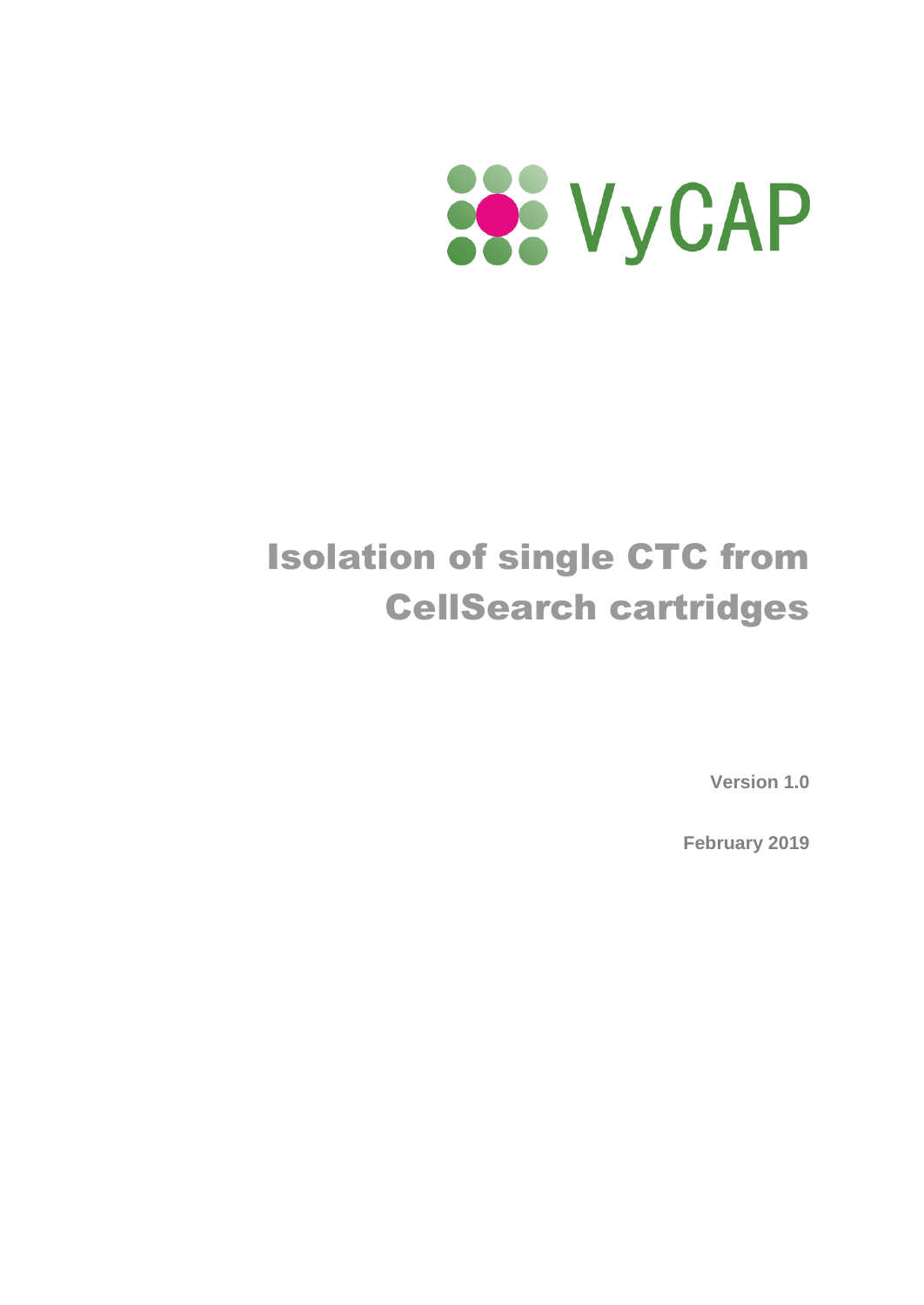VyCAP

# Isolation of single CTC from CellSearch cartridges

**Version 1.0**

**February 2019**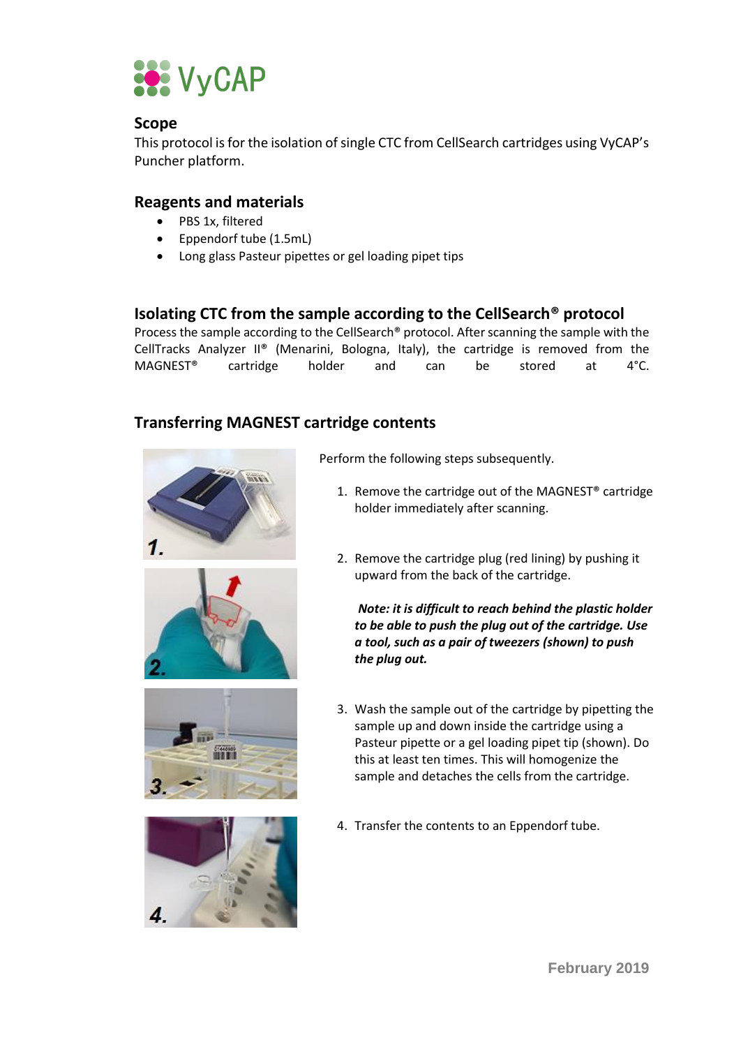VyCAP

## Scope

This protocol is for the isolation of single CTC from CellSearch cartridges using VyCAP's Puncher platform.

## Reagents and materials

- PBS 1x, filtered
- Eppendorf tube (1.5mL)
- Long glass Pasteur pipettes or gel loading pipet tips

## Isolating CTC from the sample according to the CellSearch® protocol

Process the sample according to the CellSearch® protocol. After scanning the sample with the CellTracks Analyzer II® (Menarini, Bologna, Italy), the cartridge is removed from the MAGNEST® cartridge holder and can be stored at 4°C.

## Transferring MAGNEST cartridge contents

Perform the following steps subsequently.

1. Remove the cartridge out of the MAGNEST® cartridge holder immediately after scanning.

2. Remove the cartridge plug (red lining) by pushing it upward from the back of the cartridge.

   ***Note: it is difficult to reach behind the plastic holder to be able to push the plug out of the cartridge. Use a tool, such as a pair of tweezers (shown) to push the plug out.***

3. Wash the sample out of the cartridge by pipetting the sample up and down inside the cartridge using a Pasteur pipette or a gel loading pipet tip (shown). Do this at least ten times. This will homogenize the sample and detaches the cells from the cartridge.

4. Transfer the contents to an Eppendorf tube.

February 2019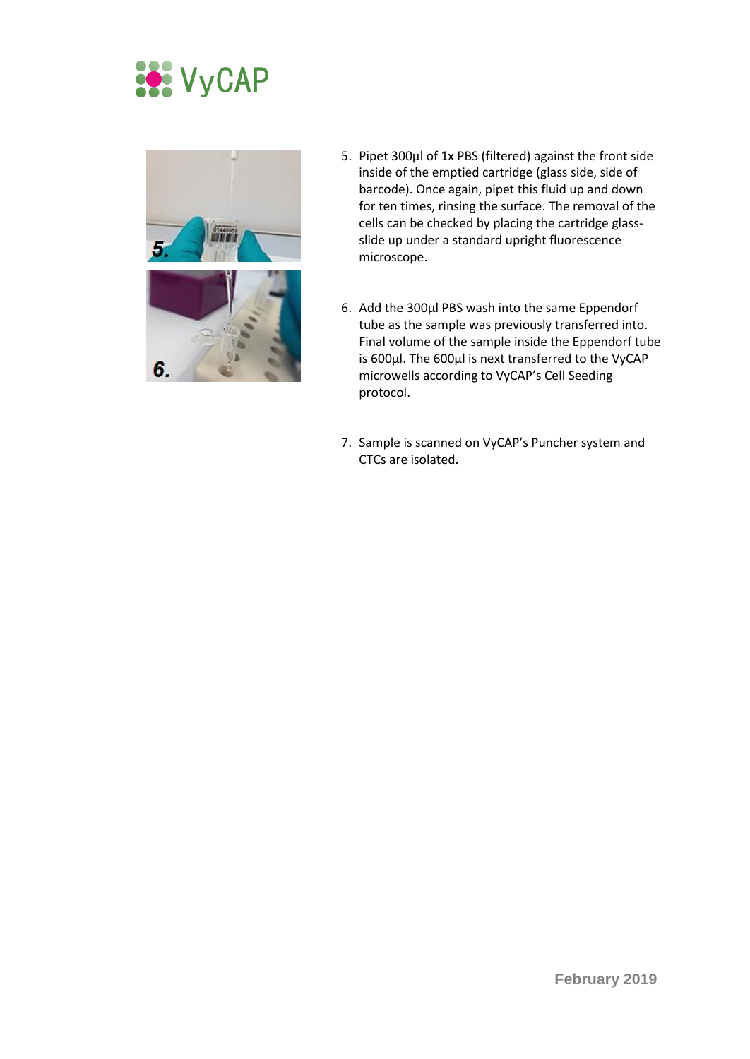5. Pipet 300µl of 1x PBS (filtered) against the front side inside of the emptied cartridge (glass side, side of barcode). Once again, pipet this fluid up and down for ten times, rinsing the surface. The removal of the cells can be checked by placing the cartridge glass-slide up under a standard upright fluorescence microscope.

6. Add the 300µl PBS wash into the same Eppendorf tube as the sample was previously transferred into. Final volume of the sample inside the Eppendorf tube is 600µl. The 600µl is next transferred to the VyCAP microwells according to VyCAP's Cell Seeding protocol.

7. Sample is scanned on VyCAP's Puncher system and CTCs are isolated.